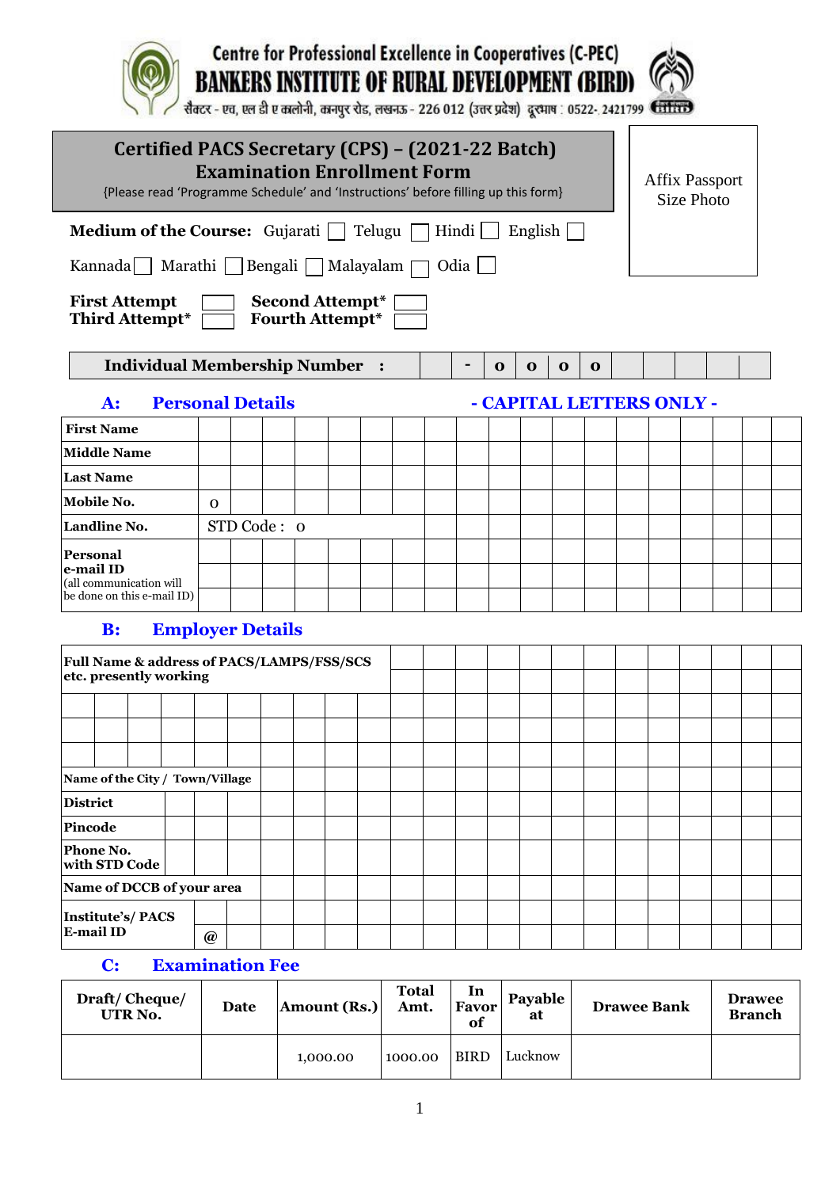Centre for Professional Excellence in Cooperatives (C-PEC)

# BANKERS INSTITUTE OF RURAL DEVELOPMENT (BIRD)

सैक्टर - एच, एल डी ए कालोनी, कानपुर रोड, लखनऊ - 226 012 (उत्तर प्रदेश) दूरभाष : 0522- 2421799

## Certified PACS Secretary (CPS) – (2021-22 Batch)
## Examination Enrollment Form

{Please read 'Programme Schedule' and 'Instructions' before filling up this form}

Affix Passport Size Photo

**Medium of the Course:** Gujarati ☐ Telugu ☐ Hindi ☐ English ☐ Kannada ☐ Marathi ☐ Bengali ☐ Malayalam ☐ Odia ☐

**First Attempt** ☐ **Second Attempt*** ☐
**Third Attempt*** ☐ **Fourth Attempt*** ☐

| **Individual Membership Number :** | | | - | 0 | 0 | 0 | 0 | | | | | |
|---|---|---|---|---|---|---|---|---|---|---|---|---|

### A: Personal Details - CAPITAL LETTERS ONLY -

| | |
|---|---|
| **First Name** | |
| **Middle Name** | |
| **Last Name** | |
| **Mobile No.** | 0 |
| **Landline No.** | STD Code : 0 |
| **Personal e-mail ID** (all communication will be done on this e-mail ID) | |

### B: Employer Details

| | |
|---|---|
| **Full Name & address of PACS/LAMPS/FSS/SCS etc. presently working** | |
| | |
| | |
| | |
| **Name of the City / Town/Village** | |
| **District** | |
| **Pincode** | |
| **Phone No. with STD Code** | |
| **Name of DCCB of your area** | |
| **Institute's/ PACS E-mail ID** | @ |

### C: Examination Fee

| Draft/ Cheque/ UTR No. | Date | Amount (Rs.) | Total Amt. | In Favor of | Payable at | Drawee Bank | Drawee Branch |
|---|---|---|---|---|---|---|---|
| | | 1,000.00 | 1000.00 | BIRD | Lucknow | | |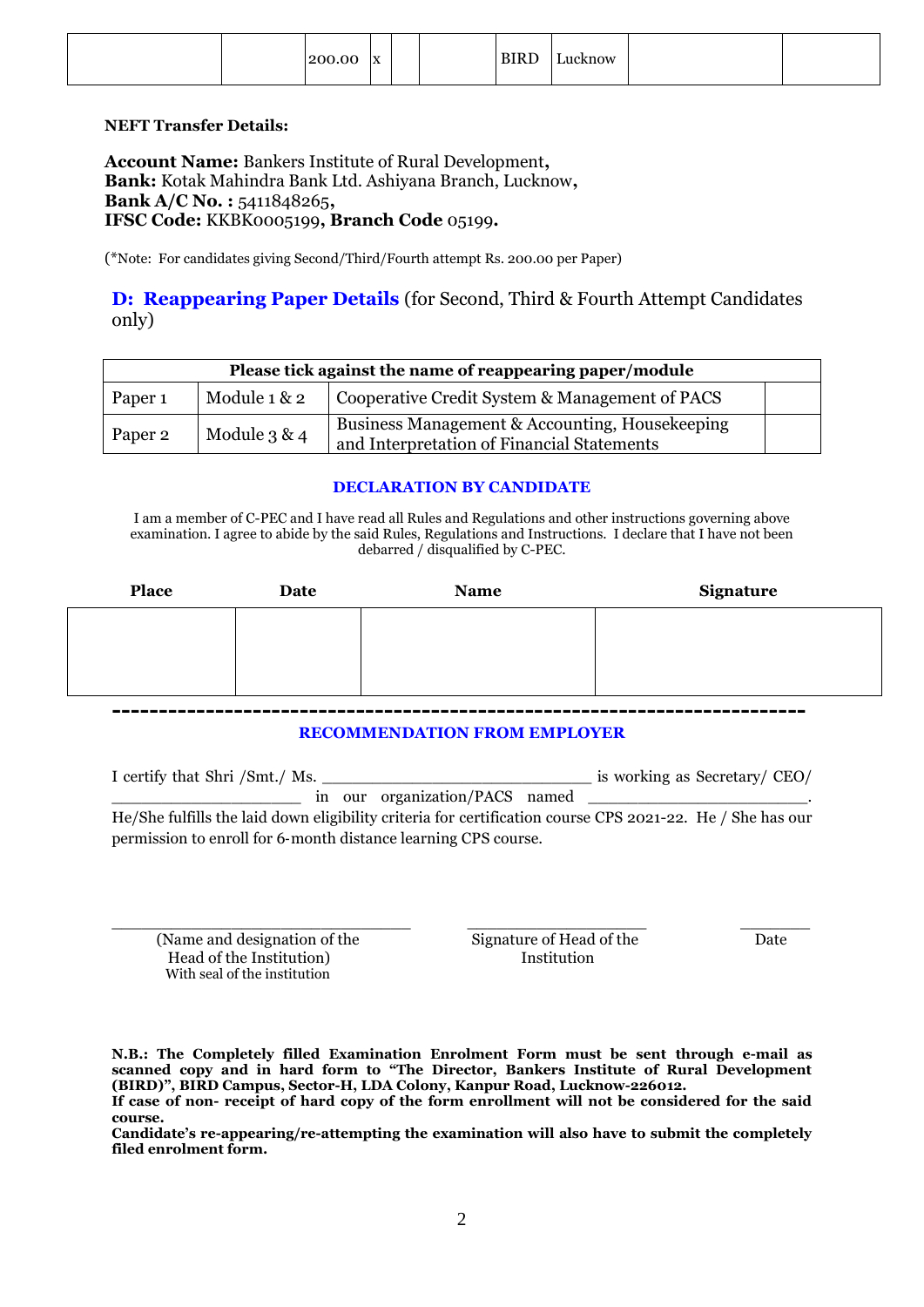| | | | | | | | | | |
|---|---|---|---|---|---|---|---|---|---|
| | | 200.00 | x | | | BIRD | Lucknow | | |

**NEFT Transfer Details:**

**Account Name:** Bankers Institute of Rural Development**,**
**Bank:** Kotak Mahindra Bank Ltd. Ashiyana Branch, Lucknow**,**
**Bank A/C No. :** 5411848265**,**
**IFSC Code:** KKBK0005199**, Branch Code** 05199**.**

(*Note: For candidates giving Second/Third/Fourth attempt Rs. 200.00 per Paper)

## D: Reappearing Paper Details (for Second, Third & Fourth Attempt Candidates only)

| Please tick against the name of reappearing paper/module | | | |
|---|---|---|---|
| Paper 1 | Module 1 & 2 | Cooperative Credit System & Management of PACS | |
| Paper 2 | Module 3 & 4 | Business Management & Accounting, Housekeeping and Interpretation of Financial Statements | |

### DECLARATION BY CANDIDATE

I am a member of C-PEC and I have read all Rules and Regulations and other instructions governing above examination. I agree to abide by the said Rules, Regulations and Instructions. I declare that I have not been debarred / disqualified by C-PEC.

| Place | Date | Name | Signature |
|---|---|---|---|
| | | | |

---

### RECOMMENDATION FROM EMPLOYER

I certify that Shri /Smt./ Ms. ____________________________ is working as Secretary/ CEO/ ____________________ in our organization/PACS named ______________________. He/She fulfills the laid down eligibility criteria for certification course CPS 2021-22. He / She has our permission to enroll for 6-month distance learning CPS course.

________________________________ ____________________ ________

(Name and designation of the Head of the Institution)
With seal of the institution

Signature of Head of the Institution

Date

**N.B.: The Completely filled Examination Enrolment Form must be sent through e-mail as scanned copy and in hard form to "The Director, Bankers Institute of Rural Development (BIRD)", BIRD Campus, Sector-H, LDA Colony, Kanpur Road, Lucknow-226012.**
**If case of non- receipt of hard copy of the form enrollment will not be considered for the said course.**
**Candidate's re-appearing/re-attempting the examination will also have to submit the completely filed enrolment form.**